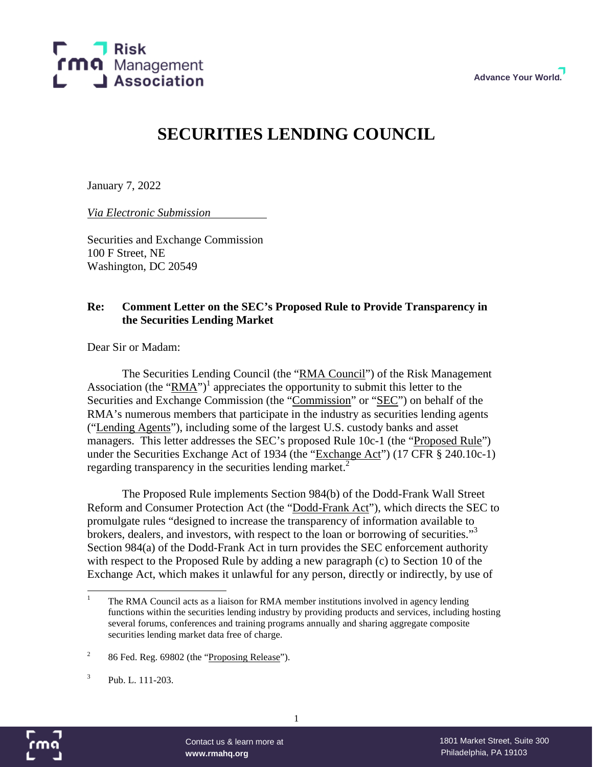Risk Management Association

Advance Your World.

# SECURITIES LENDING COUNCIL

January 7, 2022

*Via Electronic Submission*

Securities and Exchange Commission
100 F Street, NE
Washington, DC 20549

**Re: Comment Letter on the SEC's Proposed Rule to Provide Transparency in the Securities Lending Market**

Dear Sir or Madam:

The Securities Lending Council (the "RMA Council") of the Risk Management Association (the "RMA")[1] appreciates the opportunity to submit this letter to the Securities and Exchange Commission (the "Commission" or "SEC") on behalf of the RMA's numerous members that participate in the industry as securities lending agents ("Lending Agents"), including some of the largest U.S. custody banks and asset managers. This letter addresses the SEC's proposed Rule 10c-1 (the "Proposed Rule") under the Securities Exchange Act of 1934 (the "Exchange Act") (17 CFR § 240.10c-1) regarding transparency in the securities lending market.[2]

The Proposed Rule implements Section 984(b) of the Dodd-Frank Wall Street Reform and Consumer Protection Act (the "Dodd-Frank Act"), which directs the SEC to promulgate rules "designed to increase the transparency of information available to brokers, dealers, and investors, with respect to the loan or borrowing of securities."[3] Section 984(a) of the Dodd-Frank Act in turn provides the SEC enforcement authority with respect to the Proposed Rule by adding a new paragraph (c) to Section 10 of the Exchange Act, which makes it unlawful for any person, directly or indirectly, by use of

[1] The RMA Council acts as a liaison for RMA member institutions involved in agency lending functions within the securities lending industry by providing products and services, including hosting several forums, conferences and training programs annually and sharing aggregate composite securities lending market data free of charge.

[2] 86 Fed. Reg. 69802 (the "Proposing Release").

[3] Pub. L. 111-203.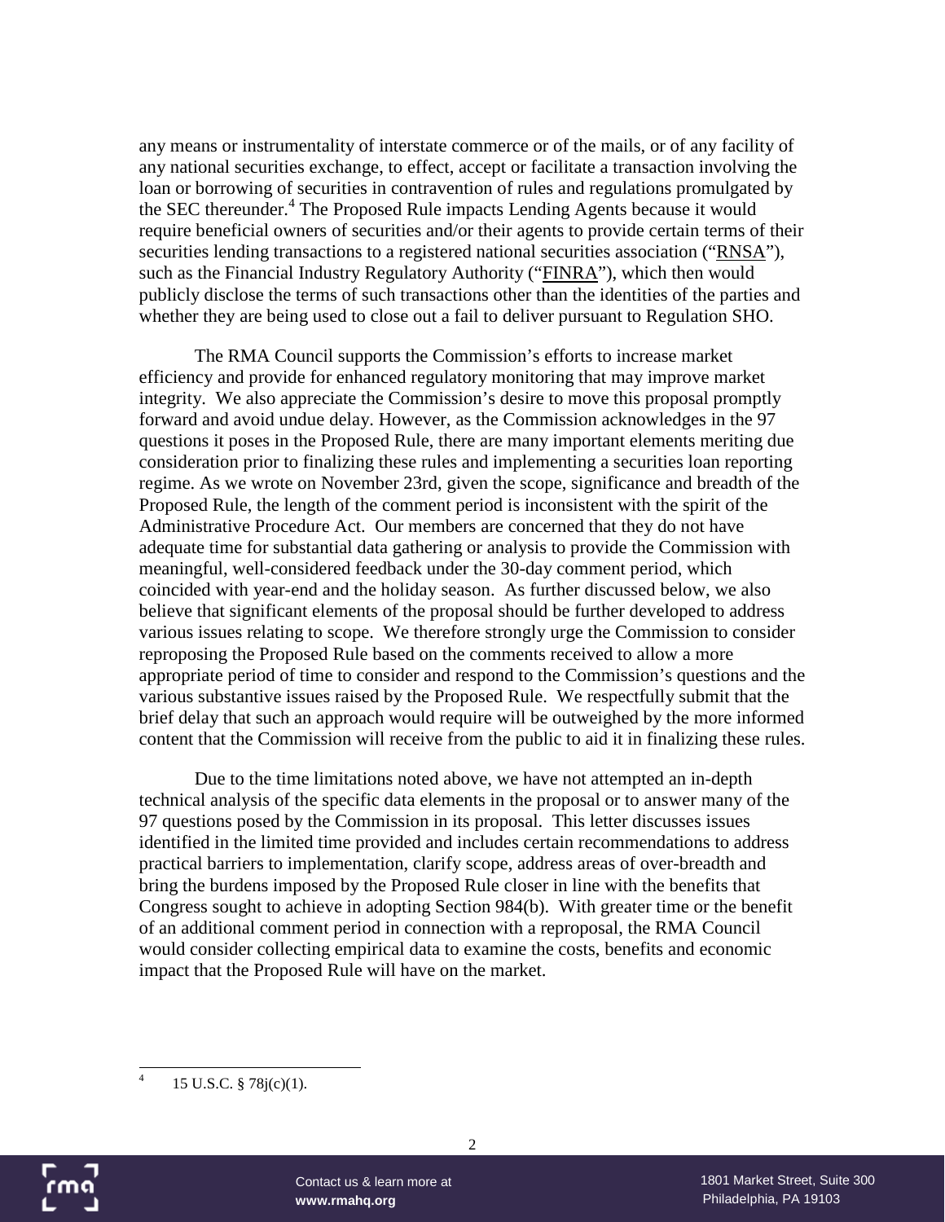any means or instrumentality of interstate commerce or of the mails, or of any facility of any national securities exchange, to effect, accept or facilitate a transaction involving the loan or borrowing of securities in contravention of rules and regulations promulgated by the SEC thereunder.[4] The Proposed Rule impacts Lending Agents because it would require beneficial owners of securities and/or their agents to provide certain terms of their securities lending transactions to a registered national securities association ("RNSA"), such as the Financial Industry Regulatory Authority ("FINRA"), which then would publicly disclose the terms of such transactions other than the identities of the parties and whether they are being used to close out a fail to deliver pursuant to Regulation SHO.

The RMA Council supports the Commission's efforts to increase market efficiency and provide for enhanced regulatory monitoring that may improve market integrity. We also appreciate the Commission's desire to move this proposal promptly forward and avoid undue delay. However, as the Commission acknowledges in the 97 questions it poses in the Proposed Rule, there are many important elements meriting due consideration prior to finalizing these rules and implementing a securities loan reporting regime. As we wrote on November 23rd, given the scope, significance and breadth of the Proposed Rule, the length of the comment period is inconsistent with the spirit of the Administrative Procedure Act. Our members are concerned that they do not have adequate time for substantial data gathering or analysis to provide the Commission with meaningful, well-considered feedback under the 30-day comment period, which coincided with year-end and the holiday season. As further discussed below, we also believe that significant elements of the proposal should be further developed to address various issues relating to scope. We therefore strongly urge the Commission to consider reproposing the Proposed Rule based on the comments received to allow a more appropriate period of time to consider and respond to the Commission's questions and the various substantive issues raised by the Proposed Rule. We respectfully submit that the brief delay that such an approach would require will be outweighed by the more informed content that the Commission will receive from the public to aid it in finalizing these rules.

Due to the time limitations noted above, we have not attempted an in-depth technical analysis of the specific data elements in the proposal or to answer many of the 97 questions posed by the Commission in its proposal. This letter discusses issues identified in the limited time provided and includes certain recommendations to address practical barriers to implementation, clarify scope, address areas of over-breadth and bring the burdens imposed by the Proposed Rule closer in line with the benefits that Congress sought to achieve in adopting Section 984(b). With greater time or the benefit of an additional comment period in connection with a reproposal, the RMA Council would consider collecting empirical data to examine the costs, benefits and economic impact that the Proposed Rule will have on the market.

[4] 15 U.S.C. § 78j(c)(1).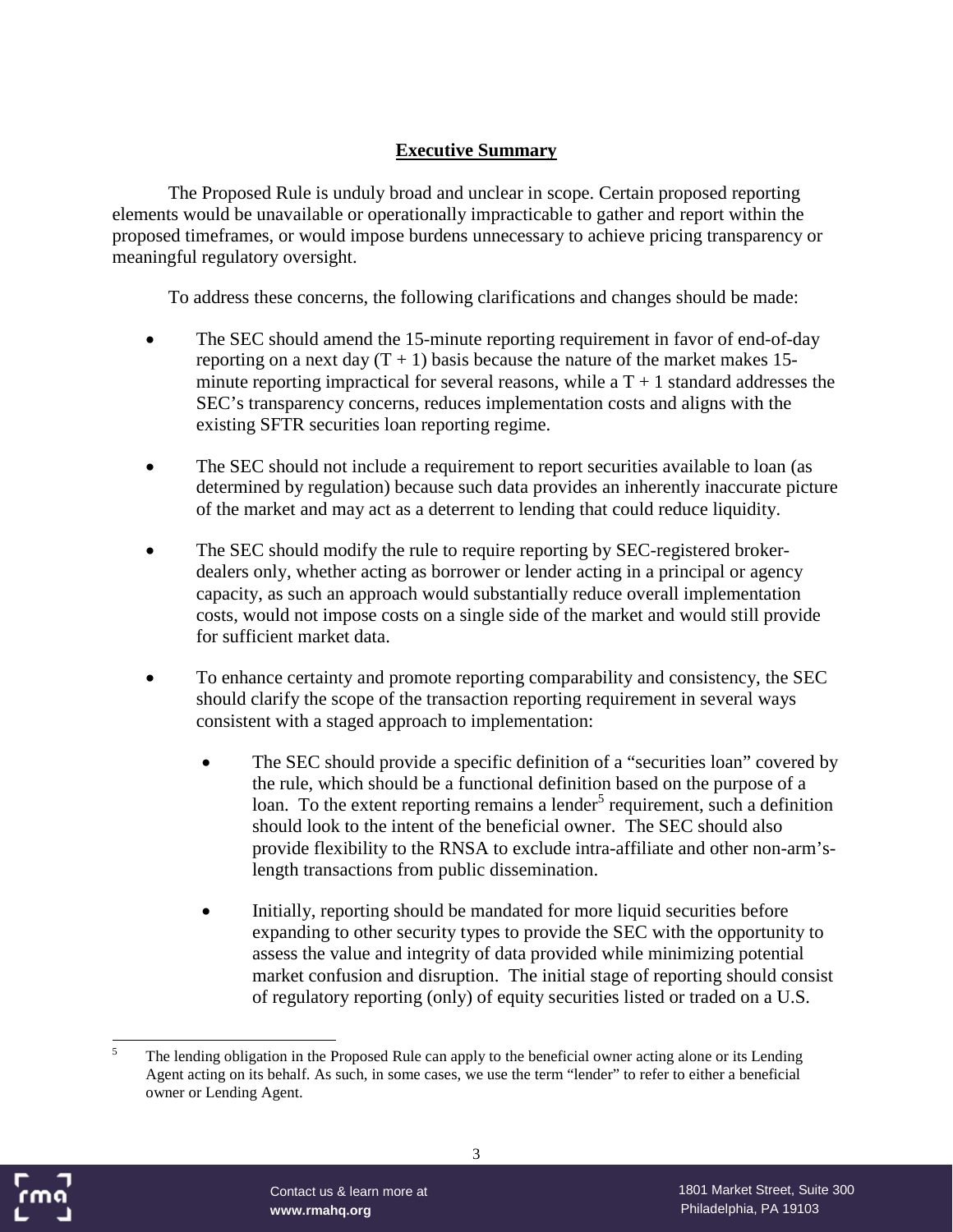## **Executive Summary**

The Proposed Rule is unduly broad and unclear in scope. Certain proposed reporting elements would be unavailable or operationally impracticable to gather and report within the proposed timeframes, or would impose burdens unnecessary to achieve pricing transparency or meaningful regulatory oversight.

To address these concerns, the following clarifications and changes should be made:

- The SEC should amend the 15-minute reporting requirement in favor of end-of-day reporting on a next day (T + 1) basis because the nature of the market makes 15-minute reporting impractical for several reasons, while a T + 1 standard addresses the SEC's transparency concerns, reduces implementation costs and aligns with the existing SFTR securities loan reporting regime.
- The SEC should not include a requirement to report securities available to loan (as determined by regulation) because such data provides an inherently inaccurate picture of the market and may act as a deterrent to lending that could reduce liquidity.
- The SEC should modify the rule to require reporting by SEC-registered broker-dealers only, whether acting as borrower or lender acting in a principal or agency capacity, as such an approach would substantially reduce overall implementation costs, would not impose costs on a single side of the market and would still provide for sufficient market data.
- To enhance certainty and promote reporting comparability and consistency, the SEC should clarify the scope of the transaction reporting requirement in several ways consistent with a staged approach to implementation:
    - The SEC should provide a specific definition of a "securities loan" covered by the rule, which should be a functional definition based on the purpose of a loan. To the extent reporting remains a lender[5] requirement, such a definition should look to the intent of the beneficial owner. The SEC should also provide flexibility to the RNSA to exclude intra-affiliate and other non-arm's-length transactions from public dissemination.
    - Initially, reporting should be mandated for more liquid securities before expanding to other security types to provide the SEC with the opportunity to assess the value and integrity of data provided while minimizing potential market confusion and disruption. The initial stage of reporting should consist of regulatory reporting (only) of equity securities listed or traded on a U.S.

[5] The lending obligation in the Proposed Rule can apply to the beneficial owner acting alone or its Lending Agent acting on its behalf. As such, in some cases, we use the term "lender" to refer to either a beneficial owner or Lending Agent.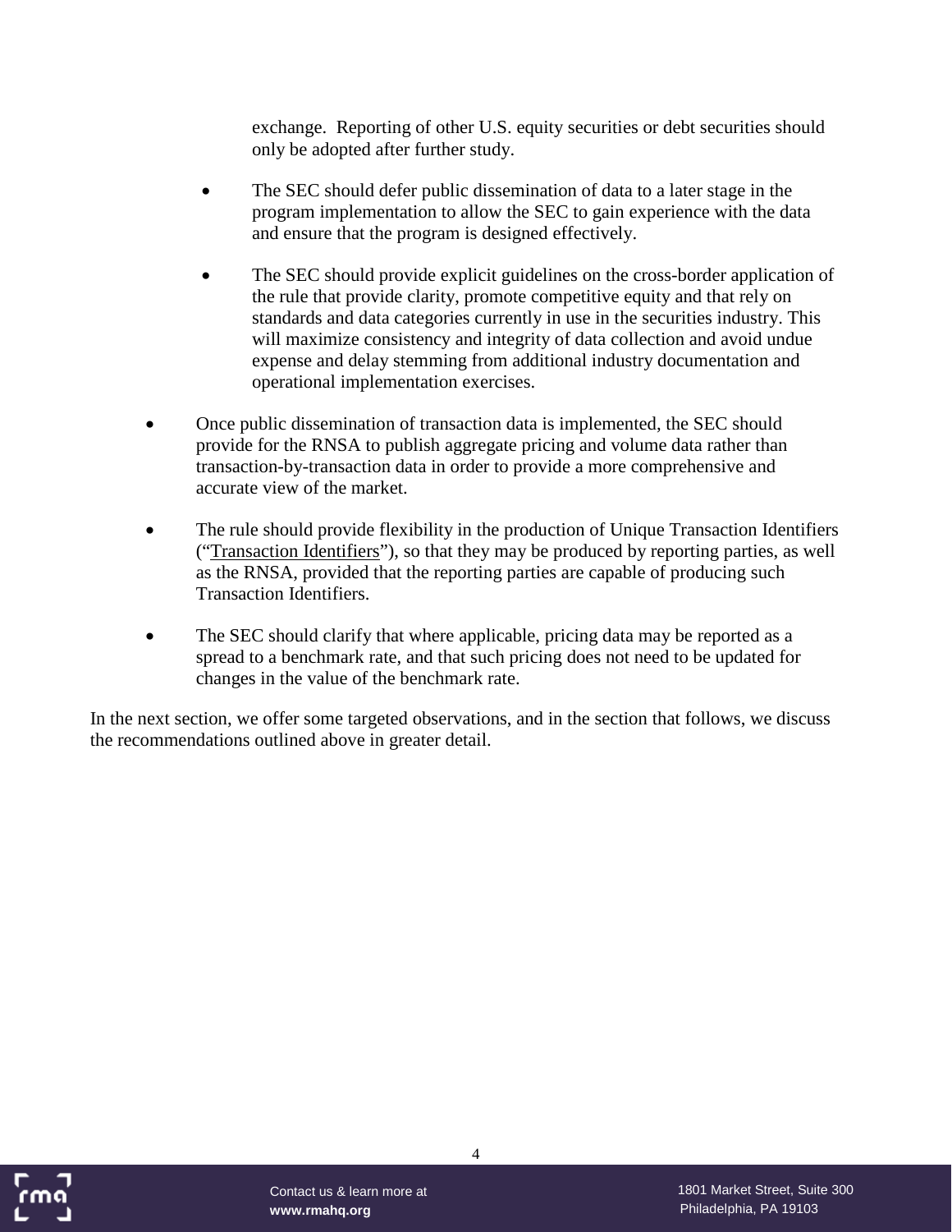exchange. Reporting of other U.S. equity securities or debt securities should only be adopted after further study.

    - The SEC should defer public dissemination of data to a later stage in the program implementation to allow the SEC to gain experience with the data and ensure that the program is designed effectively.

    - The SEC should provide explicit guidelines on the cross-border application of the rule that provide clarity, promote competitive equity and that rely on standards and data categories currently in use in the securities industry. This will maximize consistency and integrity of data collection and avoid undue expense and delay stemming from additional industry documentation and operational implementation exercises.

- Once public dissemination of transaction data is implemented, the SEC should provide for the RNSA to publish aggregate pricing and volume data rather than transaction-by-transaction data in order to provide a more comprehensive and accurate view of the market.

- The rule should provide flexibility in the production of Unique Transaction Identifiers ("Transaction Identifiers"), so that they may be produced by reporting parties, as well as the RNSA, provided that the reporting parties are capable of producing such Transaction Identifiers.

- The SEC should clarify that where applicable, pricing data may be reported as a spread to a benchmark rate, and that such pricing does not need to be updated for changes in the value of the benchmark rate.

In the next section, we offer some targeted observations, and in the section that follows, we discuss the recommendations outlined above in greater detail.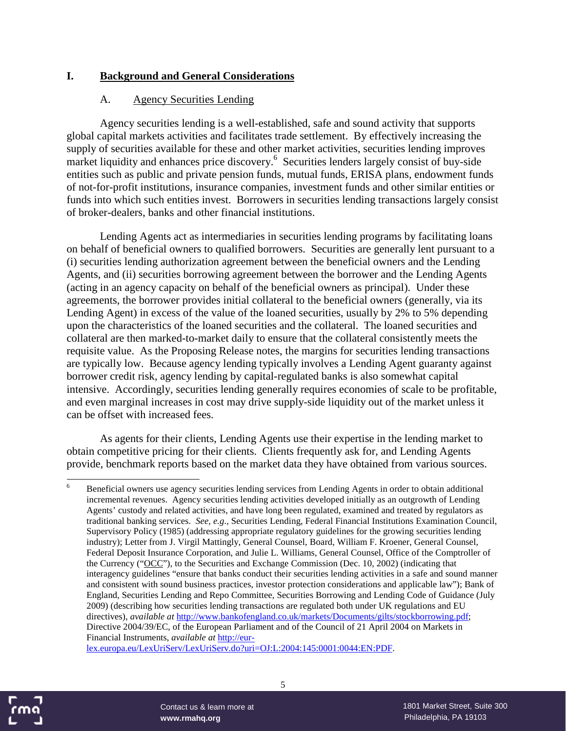# I. Background and General Considerations

## A. Agency Securities Lending

Agency securities lending is a well-established, safe and sound activity that supports global capital markets activities and facilitates trade settlement. By effectively increasing the supply of securities available for these and other market activities, securities lending improves market liquidity and enhances price discovery.[6] Securities lenders largely consist of buy-side entities such as public and private pension funds, mutual funds, ERISA plans, endowment funds of not-for-profit institutions, insurance companies, investment funds and other similar entities or funds into which such entities invest. Borrowers in securities lending transactions largely consist of broker-dealers, banks and other financial institutions.

Lending Agents act as intermediaries in securities lending programs by facilitating loans on behalf of beneficial owners to qualified borrowers. Securities are generally lent pursuant to a (i) securities lending authorization agreement between the beneficial owners and the Lending Agents, and (ii) securities borrowing agreement between the borrower and the Lending Agents (acting in an agency capacity on behalf of the beneficial owners as principal). Under these agreements, the borrower provides initial collateral to the beneficial owners (generally, via its Lending Agent) in excess of the value of the loaned securities, usually by 2% to 5% depending upon the characteristics of the loaned securities and the collateral. The loaned securities and collateral are then marked-to-market daily to ensure that the collateral consistently meets the requisite value. As the Proposing Release notes, the margins for securities lending transactions are typically low. Because agency lending typically involves a Lending Agent guaranty against borrower credit risk, agency lending by capital-regulated banks is also somewhat capital intensive. Accordingly, securities lending generally requires economies of scale to be profitable, and even marginal increases in cost may drive supply-side liquidity out of the market unless it can be offset with increased fees.

As agents for their clients, Lending Agents use their expertise in the lending market to obtain competitive pricing for their clients. Clients frequently ask for, and Lending Agents provide, benchmark reports based on the market data they have obtained from various sources.

---

[6] Beneficial owners use agency securities lending services from Lending Agents in order to obtain additional incremental revenues. Agency securities lending activities developed initially as an outgrowth of Lending Agents' custody and related activities, and have long been regulated, examined and treated by regulators as traditional banking services. *See, e.g.*, Securities Lending, Federal Financial Institutions Examination Council, Supervisory Policy (1985) (addressing appropriate regulatory guidelines for the growing securities lending industry); Letter from J. Virgil Mattingly, General Counsel, Board, William F. Kroener, General Counsel, Federal Deposit Insurance Corporation, and Julie L. Williams, General Counsel, Office of the Comptroller of the Currency ("OCC"), to the Securities and Exchange Commission (Dec. 10, 2002) (indicating that interagency guidelines "ensure that banks conduct their securities lending activities in a safe and sound manner and consistent with sound business practices, investor protection considerations and applicable law"); Bank of England, Securities Lending and Repo Committee, Securities Borrowing and Lending Code of Guidance (July 2009) (describing how securities lending transactions are regulated both under UK regulations and EU directives), *available at* http://www.bankofengland.co.uk/markets/Documents/gilts/stockborrowing.pdf; Directive 2004/39/EC, of the European Parliament and of the Council of 21 April 2004 on Markets in Financial Instruments, *available at* http://eur-lex.europa.eu/LexUriServ/LexUriServ.do?uri=OJ:L:2004:145:0001:0044:EN:PDF.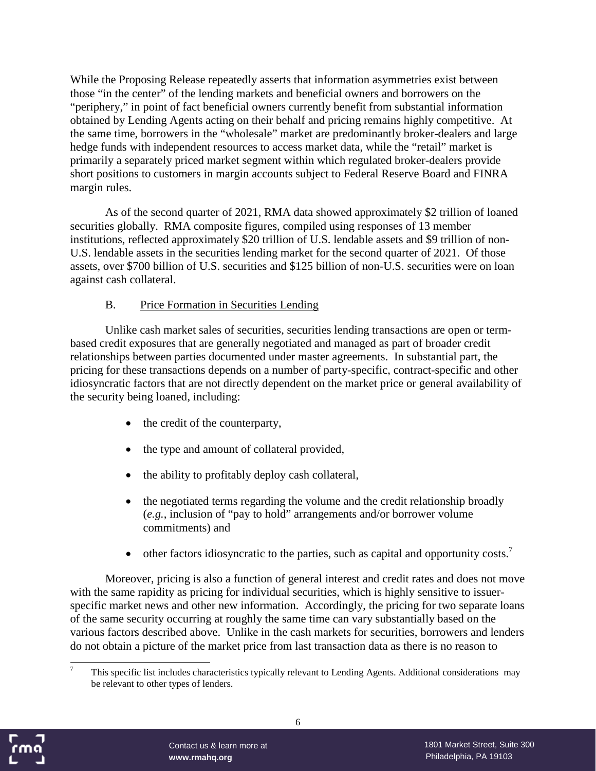While the Proposing Release repeatedly asserts that information asymmetries exist between those "in the center" of the lending markets and beneficial owners and borrowers on the "periphery," in point of fact beneficial owners currently benefit from substantial information obtained by Lending Agents acting on their behalf and pricing remains highly competitive. At the same time, borrowers in the "wholesale" market are predominantly broker-dealers and large hedge funds with independent resources to access market data, while the "retail" market is primarily a separately priced market segment within which regulated broker-dealers provide short positions to customers in margin accounts subject to Federal Reserve Board and FINRA margin rules.

As of the second quarter of 2021, RMA data showed approximately \$2 trillion of loaned securities globally. RMA composite figures, compiled using responses of 13 member institutions, reflected approximately \$20 trillion of U.S. lendable assets and \$9 trillion of non-U.S. lendable assets in the securities lending market for the second quarter of 2021. Of those assets, over \$700 billion of U.S. securities and \$125 billion of non-U.S. securities were on loan against cash collateral.

### B. Price Formation in Securities Lending

Unlike cash market sales of securities, securities lending transactions are open or term-based credit exposures that are generally negotiated and managed as part of broader credit relationships between parties documented under master agreements. In substantial part, the pricing for these transactions depends on a number of party-specific, contract-specific and other idiosyncratic factors that are not directly dependent on the market price or general availability of the security being loaned, including:

- the credit of the counterparty,
- the type and amount of collateral provided,
- the ability to profitably deploy cash collateral,
- the negotiated terms regarding the volume and the credit relationship broadly (*e.g.*, inclusion of "pay to hold" arrangements and/or borrower volume commitments) and
- other factors idiosyncratic to the parties, such as capital and opportunity costs.[7]

Moreover, pricing is also a function of general interest and credit rates and does not move with the same rapidity as pricing for individual securities, which is highly sensitive to issuer-specific market news and other new information. Accordingly, the pricing for two separate loans of the same security occurring at roughly the same time can vary substantially based on the various factors described above. Unlike in the cash markets for securities, borrowers and lenders do not obtain a picture of the market price from last transaction data as there is no reason to

[7] This specific list includes characteristics typically relevant to Lending Agents. Additional considerations may be relevant to other types of lenders.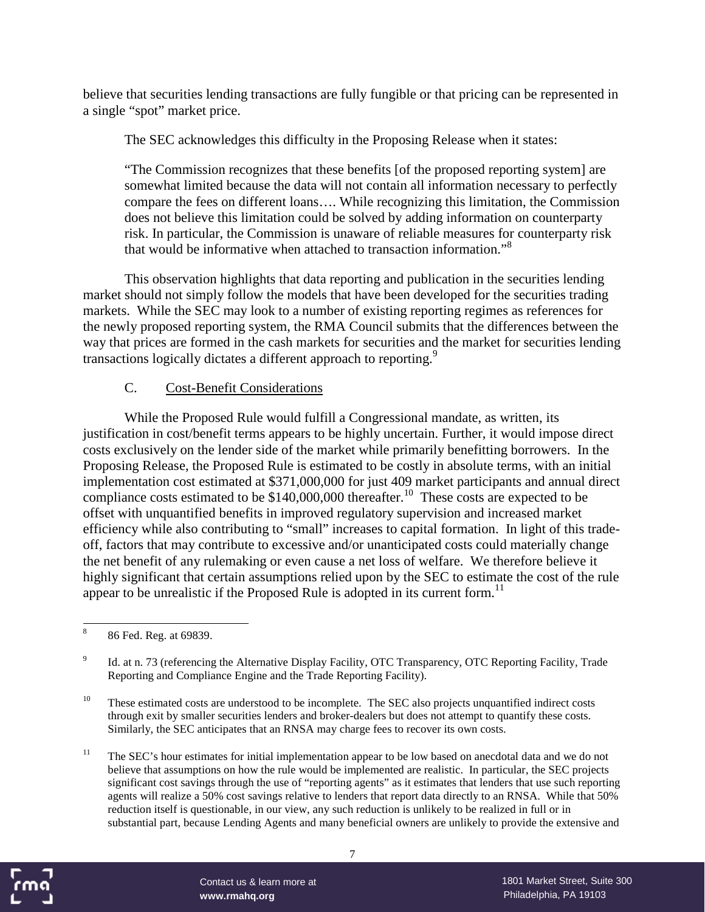believe that securities lending transactions are fully fungible or that pricing can be represented in a single "spot" market price.

The SEC acknowledges this difficulty in the Proposing Release when it states:

> "The Commission recognizes that these benefits [of the proposed reporting system] are somewhat limited because the data will not contain all information necessary to perfectly compare the fees on different loans…. While recognizing this limitation, the Commission does not believe this limitation could be solved by adding information on counterparty risk. In particular, the Commission is unaware of reliable measures for counterparty risk that would be informative when attached to transaction information."[8]

This observation highlights that data reporting and publication in the securities lending market should not simply follow the models that have been developed for the securities trading markets. While the SEC may look to a number of existing reporting regimes as references for the newly proposed reporting system, the RMA Council submits that the differences between the way that prices are formed in the cash markets for securities and the market for securities lending transactions logically dictates a different approach to reporting.[9]

C. Cost-Benefit Considerations

While the Proposed Rule would fulfill a Congressional mandate, as written, its justification in cost/benefit terms appears to be highly uncertain. Further, it would impose direct costs exclusively on the lender side of the market while primarily benefitting borrowers. In the Proposing Release, the Proposed Rule is estimated to be costly in absolute terms, with an initial implementation cost estimated at $371,000,000 for just 409 market participants and annual direct compliance costs estimated to be $140,000,000 thereafter.[10] These costs are expected to be offset with unquantified benefits in improved regulatory supervision and increased market efficiency while also contributing to "small" increases to capital formation. In light of this trade-off, factors that may contribute to excessive and/or unanticipated costs could materially change the net benefit of any rulemaking or even cause a net loss of welfare. We therefore believe it highly significant that certain assumptions relied upon by the SEC to estimate the cost of the rule appear to be unrealistic if the Proposed Rule is adopted in its current form.[11]

---

[8] 86 Fed. Reg. at 69839.

[9] Id. at n. 73 (referencing the Alternative Display Facility, OTC Transparency, OTC Reporting Facility, Trade Reporting and Compliance Engine and the Trade Reporting Facility).

[10] These estimated costs are understood to be incomplete. The SEC also projects unquantified indirect costs through exit by smaller securities lenders and broker-dealers but does not attempt to quantify these costs. Similarly, the SEC anticipates that an RNSA may charge fees to recover its own costs.

[11] The SEC's hour estimates for initial implementation appear to be low based on anecdotal data and we do not believe that assumptions on how the rule would be implemented are realistic. In particular, the SEC projects significant cost savings through the use of "reporting agents" as it estimates that lenders that use such reporting agents will realize a 50% cost savings relative to lenders that report data directly to an RNSA. While that 50% reduction itself is questionable, in our view, any such reduction is unlikely to be realized in full or in substantial part, because Lending Agents and many beneficial owners are unlikely to provide the extensive and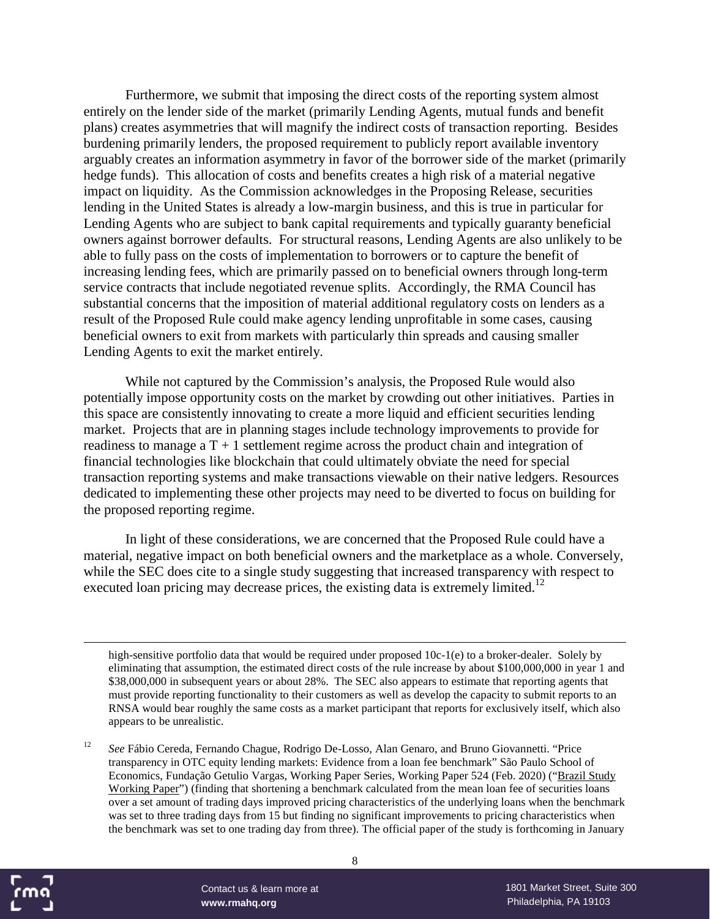Furthermore, we submit that imposing the direct costs of the reporting system almost entirely on the lender side of the market (primarily Lending Agents, mutual funds and benefit plans) creates asymmetries that will magnify the indirect costs of transaction reporting. Besides burdening primarily lenders, the proposed requirement to publicly report available inventory arguably creates an information asymmetry in favor of the borrower side of the market (primarily hedge funds). This allocation of costs and benefits creates a high risk of a material negative impact on liquidity. As the Commission acknowledges in the Proposing Release, securities lending in the United States is already a low-margin business, and this is true in particular for Lending Agents who are subject to bank capital requirements and typically guaranty beneficial owners against borrower defaults. For structural reasons, Lending Agents are also unlikely to be able to fully pass on the costs of implementation to borrowers or to capture the benefit of increasing lending fees, which are primarily passed on to beneficial owners through long-term service contracts that include negotiated revenue splits. Accordingly, the RMA Council has substantial concerns that the imposition of material additional regulatory costs on lenders as a result of the Proposed Rule could make agency lending unprofitable in some cases, causing beneficial owners to exit from markets with particularly thin spreads and causing smaller Lending Agents to exit the market entirely.

While not captured by the Commission's analysis, the Proposed Rule would also potentially impose opportunity costs on the market by crowding out other initiatives. Parties in this space are consistently innovating to create a more liquid and efficient securities lending market. Projects that are in planning stages include technology improvements to provide for readiness to manage a T + 1 settlement regime across the product chain and integration of financial technologies like blockchain that could ultimately obviate the need for special transaction reporting systems and make transactions viewable on their native ledgers. Resources dedicated to implementing these other projects may need to be diverted to focus on building for the proposed reporting regime.

In light of these considerations, we are concerned that the Proposed Rule could have a material, negative impact on both beneficial owners and the marketplace as a whole. Conversely, while the SEC does cite to a single study suggesting that increased transparency with respect to executed loan pricing may decrease prices, the existing data is extremely limited.[12]

---

high-sensitive portfolio data that would be required under proposed 10c-1(e) to a broker-dealer. Solely by eliminating that assumption, the estimated direct costs of the rule increase by about $100,000,000 in year 1 and $38,000,000 in subsequent years or about 28%. The SEC also appears to estimate that reporting agents that must provide reporting functionality to their customers as well as develop the capacity to submit reports to an RNSA would bear roughly the same costs as a market participant that reports for exclusively itself, which also appears to be unrealistic.

[12] *See* Fábio Cereda, Fernando Chague, Rodrigo De-Losso, Alan Genaro, and Bruno Giovannetti. "Price transparency in OTC equity lending markets: Evidence from a loan fee benchmark" São Paulo School of Economics, Fundação Getulio Vargas, Working Paper Series, Working Paper 524 (Feb. 2020) ("Brazil Study Working Paper") (finding that shortening a benchmark calculated from the mean loan fee of securities loans over a set amount of trading days improved pricing characteristics of the underlying loans when the benchmark was set to three trading days from 15 but finding no significant improvements to pricing characteristics when the benchmark was set to one trading day from three). The official paper of the study is forthcoming in January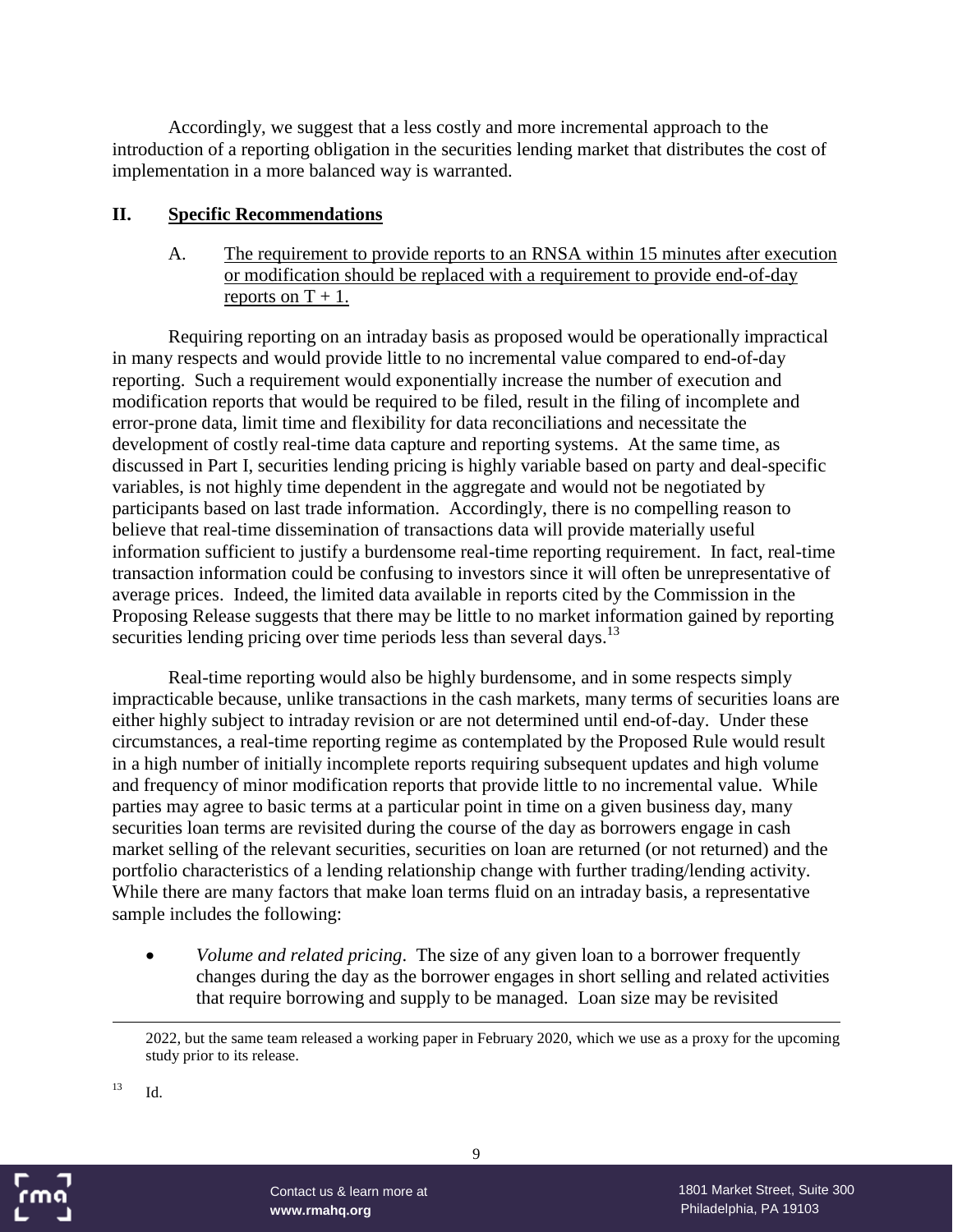Accordingly, we suggest that a less costly and more incremental approach to the introduction of a reporting obligation in the securities lending market that distributes the cost of implementation in a more balanced way is warranted.

## II. Specific Recommendations

### A. The requirement to provide reports to an RNSA within 15 minutes after execution or modification should be replaced with a requirement to provide end-of-day reports on T + 1.

Requiring reporting on an intraday basis as proposed would be operationally impractical in many respects and would provide little to no incremental value compared to end-of-day reporting. Such a requirement would exponentially increase the number of execution and modification reports that would be required to be filed, result in the filing of incomplete and error-prone data, limit time and flexibility for data reconciliations and necessitate the development of costly real-time data capture and reporting systems. At the same time, as discussed in Part I, securities lending pricing is highly variable based on party and deal-specific variables, is not highly time dependent in the aggregate and would not be negotiated by participants based on last trade information. Accordingly, there is no compelling reason to believe that real-time dissemination of transactions data will provide materially useful information sufficient to justify a burdensome real-time reporting requirement. In fact, real-time transaction information could be confusing to investors since it will often be unrepresentative of average prices. Indeed, the limited data available in reports cited by the Commission in the Proposing Release suggests that there may be little to no market information gained by reporting securities lending pricing over time periods less than several days.[13]

Real-time reporting would also be highly burdensome, and in some respects simply impracticable because, unlike transactions in the cash markets, many terms of securities loans are either highly subject to intraday revision or are not determined until end-of-day. Under these circumstances, a real-time reporting regime as contemplated by the Proposed Rule would result in a high number of initially incomplete reports requiring subsequent updates and high volume and frequency of minor modification reports that provide little to no incremental value. While parties may agree to basic terms at a particular point in time on a given business day, many securities loan terms are revisited during the course of the day as borrowers engage in cash market selling of the relevant securities, securities on loan are returned (or not returned) and the portfolio characteristics of a lending relationship change with further trading/lending activity. While there are many factors that make loan terms fluid on an intraday basis, a representative sample includes the following:

- *Volume and related pricing*. The size of any given loan to a borrower frequently changes during the day as the borrower engages in short selling and related activities that require borrowing and supply to be managed. Loan size may be revisited

---

2022, but the same team released a working paper in February 2020, which we use as a proxy for the upcoming study prior to its release.

[13] Id.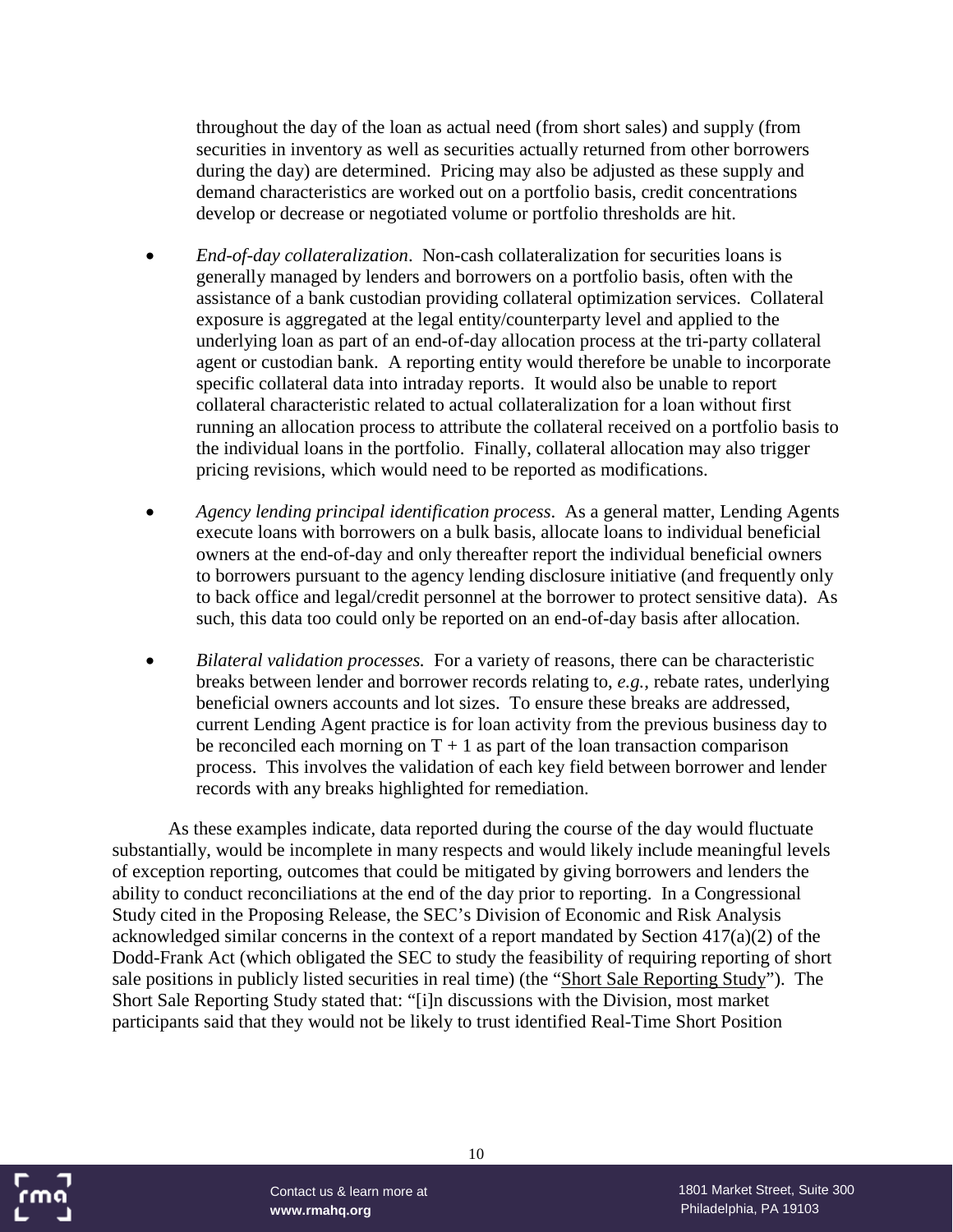throughout the day of the loan as actual need (from short sales) and supply (from securities in inventory as well as securities actually returned from other borrowers during the day) are determined. Pricing may also be adjusted as these supply and demand characteristics are worked out on a portfolio basis, credit concentrations develop or decrease or negotiated volume or portfolio thresholds are hit.

- *End-of-day collateralization*. Non-cash collateralization for securities loans is generally managed by lenders and borrowers on a portfolio basis, often with the assistance of a bank custodian providing collateral optimization services. Collateral exposure is aggregated at the legal entity/counterparty level and applied to the underlying loan as part of an end-of-day allocation process at the tri-party collateral agent or custodian bank. A reporting entity would therefore be unable to incorporate specific collateral data into intraday reports. It would also be unable to report collateral characteristic related to actual collateralization for a loan without first running an allocation process to attribute the collateral received on a portfolio basis to the individual loans in the portfolio. Finally, collateral allocation may also trigger pricing revisions, which would need to be reported as modifications.

- *Agency lending principal identification process*. As a general matter, Lending Agents execute loans with borrowers on a bulk basis, allocate loans to individual beneficial owners at the end-of-day and only thereafter report the individual beneficial owners to borrowers pursuant to the agency lending disclosure initiative (and frequently only to back office and legal/credit personnel at the borrower to protect sensitive data). As such, this data too could only be reported on an end-of-day basis after allocation.

- *Bilateral validation processes.* For a variety of reasons, there can be characteristic breaks between lender and borrower records relating to, *e.g.*, rebate rates, underlying beneficial owners accounts and lot sizes. To ensure these breaks are addressed, current Lending Agent practice is for loan activity from the previous business day to be reconciled each morning on T + 1 as part of the loan transaction comparison process. This involves the validation of each key field between borrower and lender records with any breaks highlighted for remediation.

As these examples indicate, data reported during the course of the day would fluctuate substantially, would be incomplete in many respects and would likely include meaningful levels of exception reporting, outcomes that could be mitigated by giving borrowers and lenders the ability to conduct reconciliations at the end of the day prior to reporting. In a Congressional Study cited in the Proposing Release, the SEC's Division of Economic and Risk Analysis acknowledged similar concerns in the context of a report mandated by Section 417(a)(2) of the Dodd-Frank Act (which obligated the SEC to study the feasibility of requiring reporting of short sale positions in publicly listed securities in real time) (the "Short Sale Reporting Study"). The Short Sale Reporting Study stated that: "[i]n discussions with the Division, most market participants said that they would not be likely to trust identified Real-Time Short Position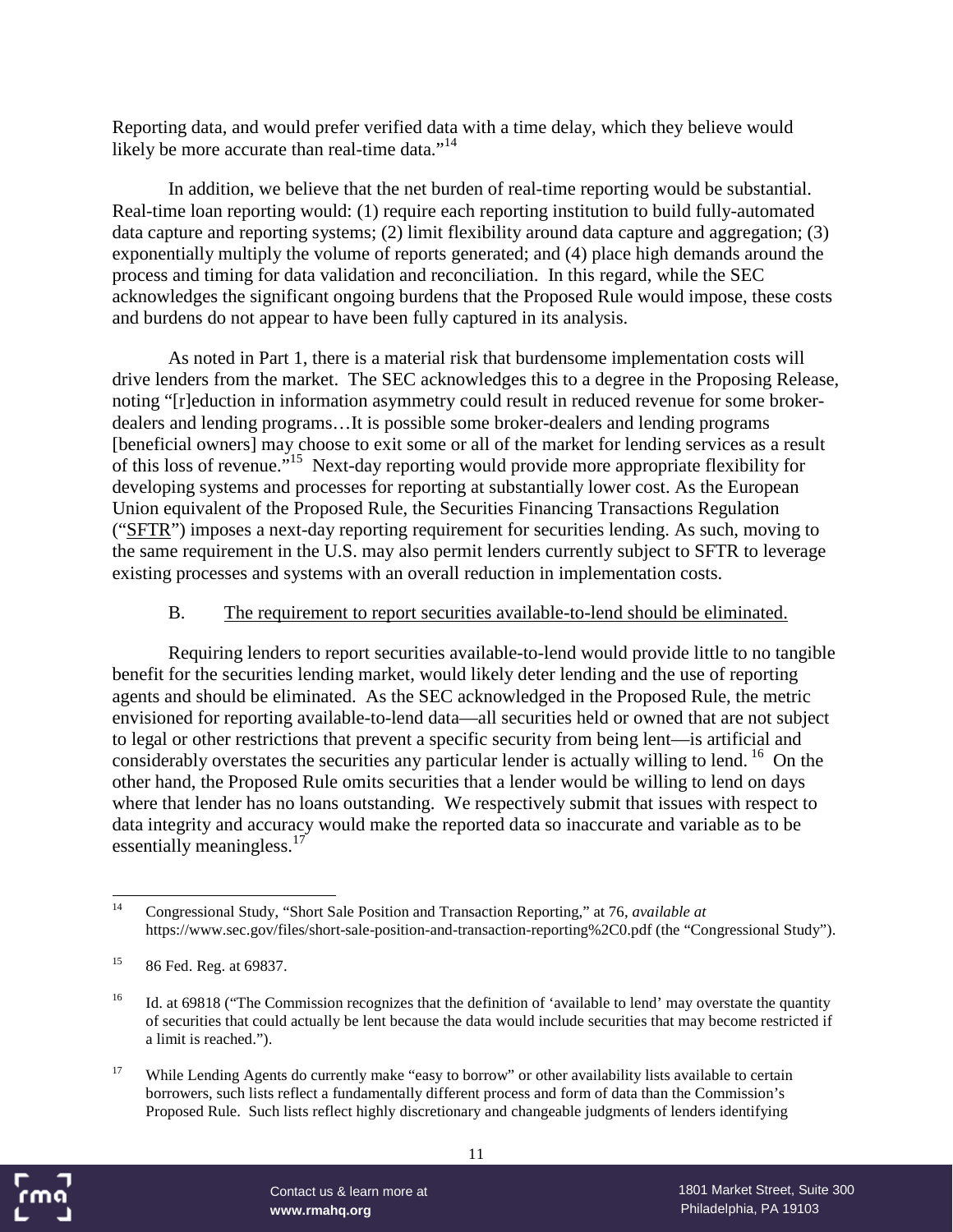Reporting data, and would prefer verified data with a time delay, which they believe would likely be more accurate than real-time data."[14]

In addition, we believe that the net burden of real-time reporting would be substantial. Real-time loan reporting would: (1) require each reporting institution to build fully-automated data capture and reporting systems; (2) limit flexibility around data capture and aggregation; (3) exponentially multiply the volume of reports generated; and (4) place high demands around the process and timing for data validation and reconciliation. In this regard, while the SEC acknowledges the significant ongoing burdens that the Proposed Rule would impose, these costs and burdens do not appear to have been fully captured in its analysis.

As noted in Part 1, there is a material risk that burdensome implementation costs will drive lenders from the market. The SEC acknowledges this to a degree in the Proposing Release, noting "[r]eduction in information asymmetry could result in reduced revenue for some broker-dealers and lending programs…It is possible some broker-dealers and lending programs [beneficial owners] may choose to exit some or all of the market for lending services as a result of this loss of revenue."[15] Next-day reporting would provide more appropriate flexibility for developing systems and processes for reporting at substantially lower cost. As the European Union equivalent of the Proposed Rule, the Securities Financing Transactions Regulation ("SFTR") imposes a next-day reporting requirement for securities lending. As such, moving to the same requirement in the U.S. may also permit lenders currently subject to SFTR to leverage existing processes and systems with an overall reduction in implementation costs.

B. The requirement to report securities available-to-lend should be eliminated.

Requiring lenders to report securities available-to-lend would provide little to no tangible benefit for the securities lending market, would likely deter lending and the use of reporting agents and should be eliminated. As the SEC acknowledged in the Proposed Rule, the metric envisioned for reporting available-to-lend data—all securities held or owned that are not subject to legal or other restrictions that prevent a specific security from being lent—is artificial and considerably overstates the securities any particular lender is actually willing to lend.[16] On the other hand, the Proposed Rule omits securities that a lender would be willing to lend on days where that lender has no loans outstanding. We respectively submit that issues with respect to data integrity and accuracy would make the reported data so inaccurate and variable as to be essentially meaningless.[17]

---

[14] Congressional Study, "Short Sale Position and Transaction Reporting," at 76, *available at* https://www.sec.gov/files/short-sale-position-and-transaction-reporting%2C0.pdf (the "Congressional Study").

[15] 86 Fed. Reg. at 69837.

[16] Id. at 69818 ("The Commission recognizes that the definition of 'available to lend' may overstate the quantity of securities that could actually be lent because the data would include securities that may become restricted if a limit is reached.").

[17] While Lending Agents do currently make "easy to borrow" or other availability lists available to certain borrowers, such lists reflect a fundamentally different process and form of data than the Commission's Proposed Rule. Such lists reflect highly discretionary and changeable judgments of lenders identifying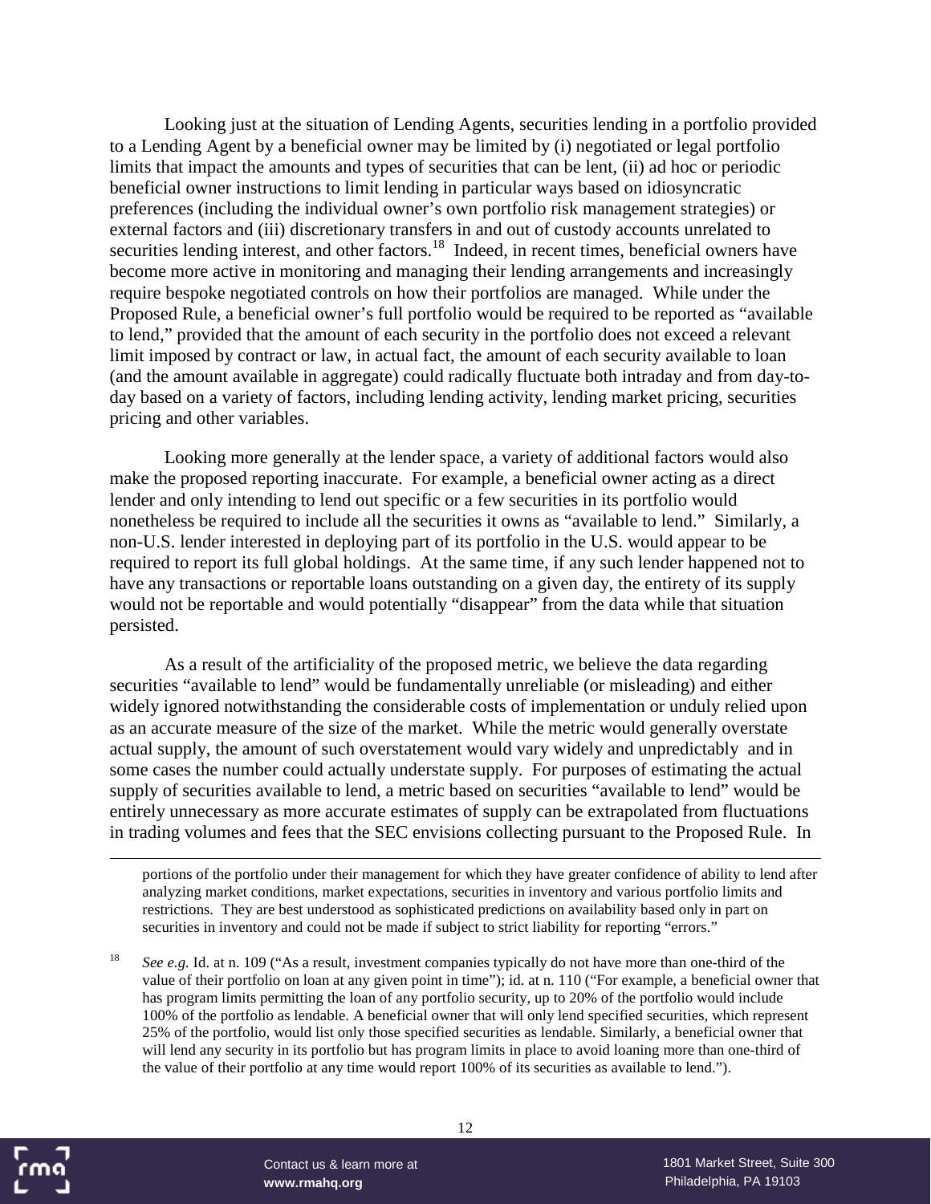Looking just at the situation of Lending Agents, securities lending in a portfolio provided to a Lending Agent by a beneficial owner may be limited by (i) negotiated or legal portfolio limits that impact the amounts and types of securities that can be lent, (ii) ad hoc or periodic beneficial owner instructions to limit lending in particular ways based on idiosyncratic preferences (including the individual owner's own portfolio risk management strategies) or external factors and (iii) discretionary transfers in and out of custody accounts unrelated to securities lending interest, and other factors.[18] Indeed, in recent times, beneficial owners have become more active in monitoring and managing their lending arrangements and increasingly require bespoke negotiated controls on how their portfolios are managed. While under the Proposed Rule, a beneficial owner's full portfolio would be required to be reported as "available to lend," provided that the amount of each security in the portfolio does not exceed a relevant limit imposed by contract or law, in actual fact, the amount of each security available to loan (and the amount available in aggregate) could radically fluctuate both intraday and from day-to-day based on a variety of factors, including lending activity, lending market pricing, securities pricing and other variables.

Looking more generally at the lender space, a variety of additional factors would also make the proposed reporting inaccurate. For example, a beneficial owner acting as a direct lender and only intending to lend out specific or a few securities in its portfolio would nonetheless be required to include all the securities it owns as "available to lend." Similarly, a non-U.S. lender interested in deploying part of its portfolio in the U.S. would appear to be required to report its full global holdings. At the same time, if any such lender happened not to have any transactions or reportable loans outstanding on a given day, the entirety of its supply would not be reportable and would potentially "disappear" from the data while that situation persisted.

As a result of the artificiality of the proposed metric, we believe the data regarding securities "available to lend" would be fundamentally unreliable (or misleading) and either widely ignored notwithstanding the considerable costs of implementation or unduly relied upon as an accurate measure of the size of the market. While the metric would generally overstate actual supply, the amount of such overstatement would vary widely and unpredictably and in some cases the number could actually understate supply. For purposes of estimating the actual supply of securities available to lend, a metric based on securities "available to lend" would be entirely unnecessary as more accurate estimates of supply can be extrapolated from fluctuations in trading volumes and fees that the SEC envisions collecting pursuant to the Proposed Rule. In

---

portions of the portfolio under their management for which they have greater confidence of ability to lend after analyzing market conditions, market expectations, securities in inventory and various portfolio limits and restrictions. They are best understood as sophisticated predictions on availability based only in part on securities in inventory and could not be made if subject to strict liability for reporting "errors."

[18] *See e.g.* Id. at n. 109 ("As a result, investment companies typically do not have more than one-third of the value of their portfolio on loan at any given point in time"); id. at n. 110 ("For example, a beneficial owner that has program limits permitting the loan of any portfolio security, up to 20% of the portfolio would include 100% of the portfolio as lendable. A beneficial owner that will only lend specified securities, which represent 25% of the portfolio, would list only those specified securities as lendable. Similarly, a beneficial owner that will lend any security in its portfolio but has program limits in place to avoid loaning more than one-third of the value of their portfolio at any time would report 100% of its securities as available to lend.").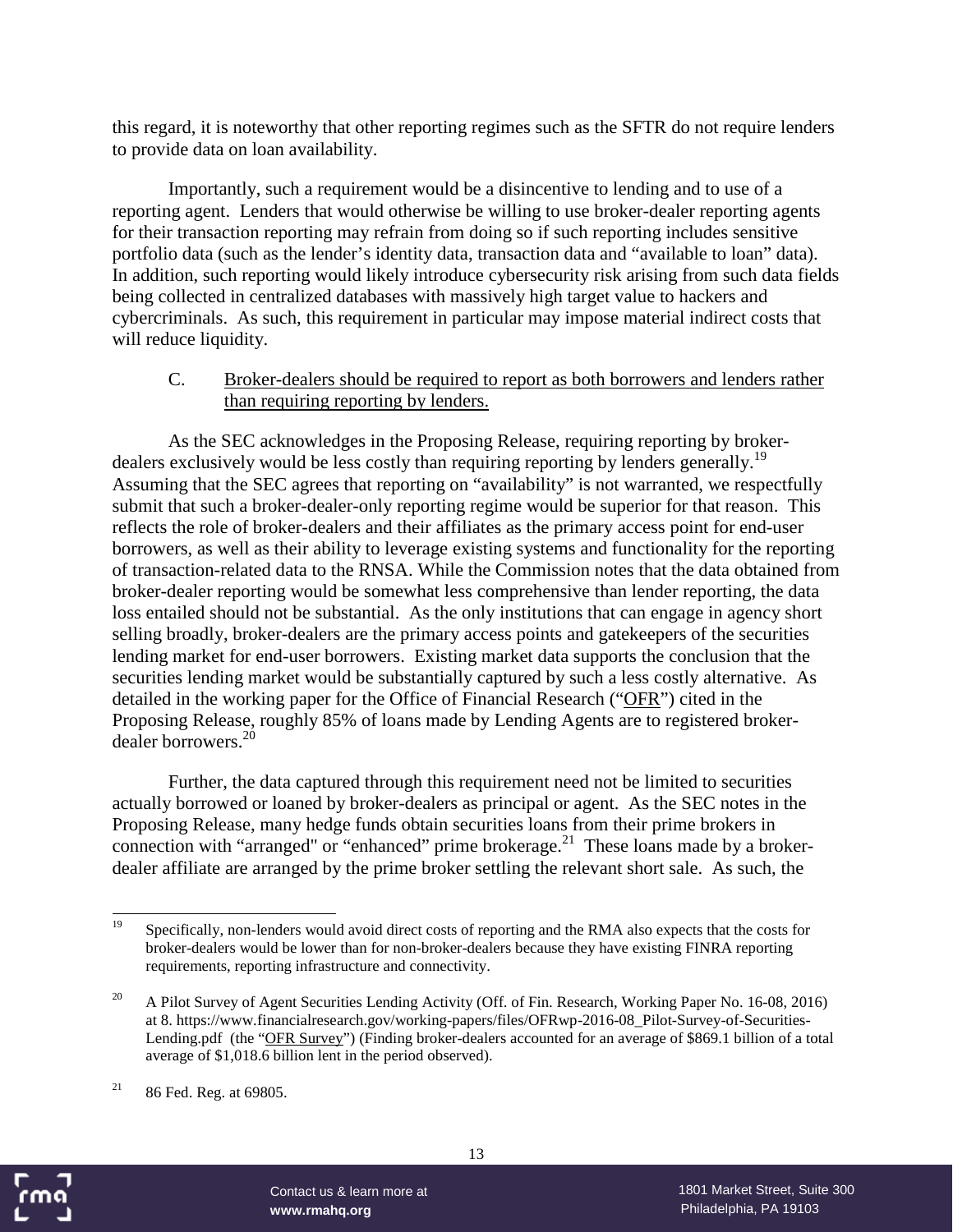this regard, it is noteworthy that other reporting regimes such as the SFTR do not require lenders to provide data on loan availability.

Importantly, such a requirement would be a disincentive to lending and to use of a reporting agent. Lenders that would otherwise be willing to use broker-dealer reporting agents for their transaction reporting may refrain from doing so if such reporting includes sensitive portfolio data (such as the lender's identity data, transaction data and "available to loan" data). In addition, such reporting would likely introduce cybersecurity risk arising from such data fields being collected in centralized databases with massively high target value to hackers and cybercriminals. As such, this requirement in particular may impose material indirect costs that will reduce liquidity.

C. Broker-dealers should be required to report as both borrowers and lenders rather than requiring reporting by lenders.

As the SEC acknowledges in the Proposing Release, requiring reporting by broker-dealers exclusively would be less costly than requiring reporting by lenders generally.[19] Assuming that the SEC agrees that reporting on "availability" is not warranted, we respectfully submit that such a broker-dealer-only reporting regime would be superior for that reason. This reflects the role of broker-dealers and their affiliates as the primary access point for end-user borrowers, as well as their ability to leverage existing systems and functionality for the reporting of transaction-related data to the RNSA. While the Commission notes that the data obtained from broker-dealer reporting would be somewhat less comprehensive than lender reporting, the data loss entailed should not be substantial. As the only institutions that can engage in agency short selling broadly, broker-dealers are the primary access points and gatekeepers of the securities lending market for end-user borrowers. Existing market data supports the conclusion that the securities lending market would be substantially captured by such a less costly alternative. As detailed in the working paper for the Office of Financial Research ("OFR") cited in the Proposing Release, roughly 85% of loans made by Lending Agents are to registered broker-dealer borrowers.[20]

Further, the data captured through this requirement need not be limited to securities actually borrowed or loaned by broker-dealers as principal or agent. As the SEC notes in the Proposing Release, many hedge funds obtain securities loans from their prime brokers in connection with "arranged" or "enhanced" prime brokerage.[21] These loans made by a broker-dealer affiliate are arranged by the prime broker settling the relevant short sale. As such, the

---

[19] Specifically, non-lenders would avoid direct costs of reporting and the RMA also expects that the costs for broker-dealers would be lower than for non-broker-dealers because they have existing FINRA reporting requirements, reporting infrastructure and connectivity.

[20] A Pilot Survey of Agent Securities Lending Activity (Off. of Fin. Research, Working Paper No. 16-08, 2016) at 8. https://www.financialresearch.gov/working-papers/files/OFRwp-2016-08_Pilot-Survey-of-Securities-Lending.pdf (the "OFR Survey") (Finding broker-dealers accounted for an average of $869.1 billion of a total average of $1,018.6 billion lent in the period observed).

[21] 86 Fed. Reg. at 69805.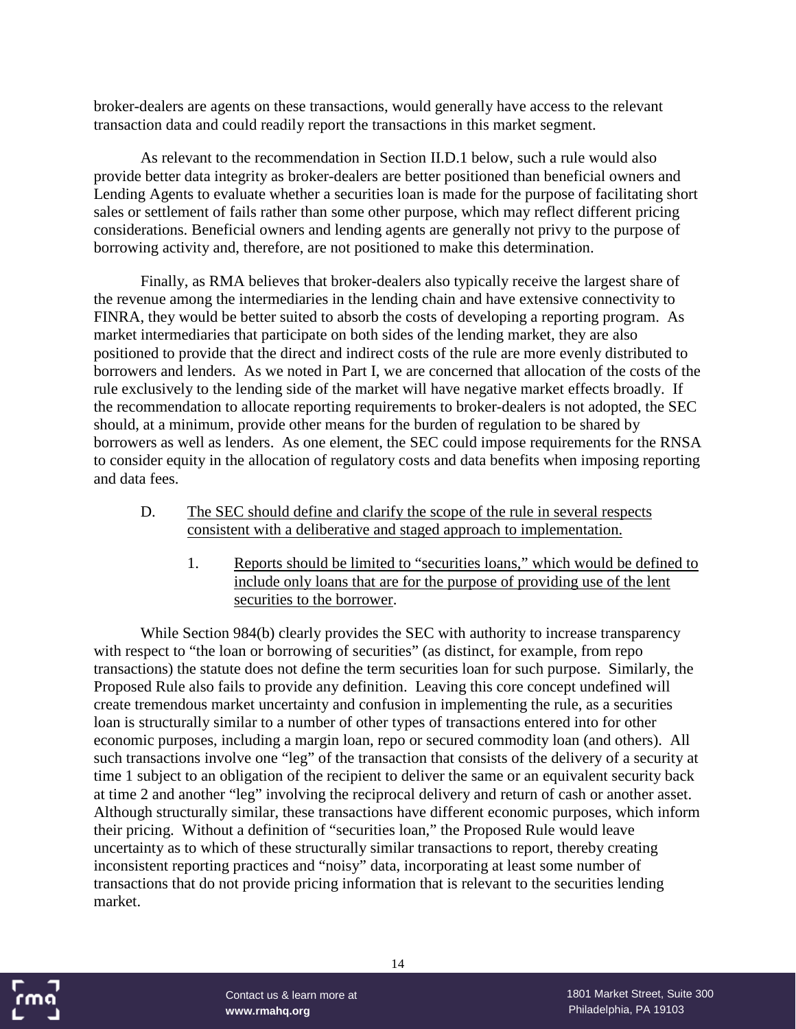broker-dealers are agents on these transactions, would generally have access to the relevant transaction data and could readily report the transactions in this market segment.

As relevant to the recommendation in Section II.D.1 below, such a rule would also provide better data integrity as broker-dealers are better positioned than beneficial owners and Lending Agents to evaluate whether a securities loan is made for the purpose of facilitating short sales or settlement of fails rather than some other purpose, which may reflect different pricing considerations. Beneficial owners and lending agents are generally not privy to the purpose of borrowing activity and, therefore, are not positioned to make this determination.

Finally, as RMA believes that broker-dealers also typically receive the largest share of the revenue among the intermediaries in the lending chain and have extensive connectivity to FINRA, they would be better suited to absorb the costs of developing a reporting program. As market intermediaries that participate on both sides of the lending market, they are also positioned to provide that the direct and indirect costs of the rule are more evenly distributed to borrowers and lenders. As we noted in Part I, we are concerned that allocation of the costs of the rule exclusively to the lending side of the market will have negative market effects broadly. If the recommendation to allocate reporting requirements to broker-dealers is not adopted, the SEC should, at a minimum, provide other means for the burden of regulation to be shared by borrowers as well as lenders. As one element, the SEC could impose requirements for the RNSA to consider equity in the allocation of regulatory costs and data benefits when imposing reporting and data fees.

D. <u>The SEC should define and clarify the scope of the rule in several respects consistent with a deliberative and staged approach to implementation.</u>

1. <u>Reports should be limited to "securities loans," which would be defined to include only loans that are for the purpose of providing use of the lent securities to the borrower</u>.

While Section 984(b) clearly provides the SEC with authority to increase transparency with respect to "the loan or borrowing of securities" (as distinct, for example, from repo transactions) the statute does not define the term securities loan for such purpose. Similarly, the Proposed Rule also fails to provide any definition. Leaving this core concept undefined will create tremendous market uncertainty and confusion in implementing the rule, as a securities loan is structurally similar to a number of other types of transactions entered into for other economic purposes, including a margin loan, repo or secured commodity loan (and others). All such transactions involve one "leg" of the transaction that consists of the delivery of a security at time 1 subject to an obligation of the recipient to deliver the same or an equivalent security back at time 2 and another "leg" involving the reciprocal delivery and return of cash or another asset. Although structurally similar, these transactions have different economic purposes, which inform their pricing. Without a definition of "securities loan," the Proposed Rule would leave uncertainty as to which of these structurally similar transactions to report, thereby creating inconsistent reporting practices and "noisy" data, incorporating at least some number of transactions that do not provide pricing information that is relevant to the securities lending market.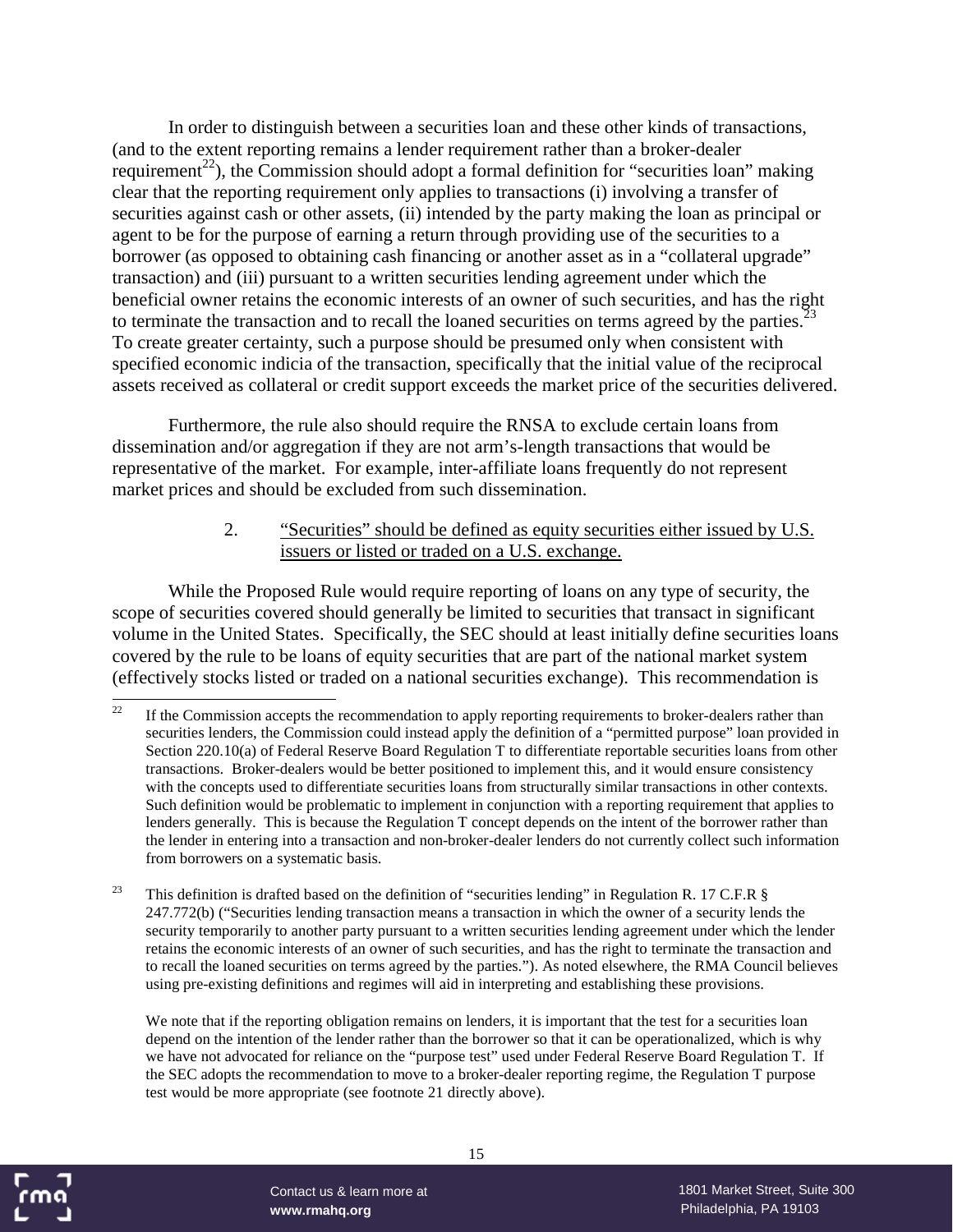In order to distinguish between a securities loan and these other kinds of transactions, (and to the extent reporting remains a lender requirement rather than a broker-dealer requirement[22]), the Commission should adopt a formal definition for "securities loan" making clear that the reporting requirement only applies to transactions (i) involving a transfer of securities against cash or other assets, (ii) intended by the party making the loan as principal or agent to be for the purpose of earning a return through providing use of the securities to a borrower (as opposed to obtaining cash financing or another asset as in a "collateral upgrade" transaction) and (iii) pursuant to a written securities lending agreement under which the beneficial owner retains the economic interests of an owner of such securities, and has the right to terminate the transaction and to recall the loaned securities on terms agreed by the parties.[23] To create greater certainty, such a purpose should be presumed only when consistent with specified economic indicia of the transaction, specifically that the initial value of the reciprocal assets received as collateral or credit support exceeds the market price of the securities delivered.

Furthermore, the rule also should require the RNSA to exclude certain loans from dissemination and/or aggregation if they are not arm's-length transactions that would be representative of the market. For example, inter-affiliate loans frequently do not represent market prices and should be excluded from such dissemination.

2. "Securities" should be defined as equity securities either issued by U.S. issuers or listed or traded on a U.S. exchange.

While the Proposed Rule would require reporting of loans on any type of security, the scope of securities covered should generally be limited to securities that transact in significant volume in the United States. Specifically, the SEC should at least initially define securities loans covered by the rule to be loans of equity securities that are part of the national market system (effectively stocks listed or traded on a national securities exchange). This recommendation is

---

[22] If the Commission accepts the recommendation to apply reporting requirements to broker-dealers rather than securities lenders, the Commission could instead apply the definition of a "permitted purpose" loan provided in Section 220.10(a) of Federal Reserve Board Regulation T to differentiate reportable securities loans from other transactions. Broker-dealers would be better positioned to implement this, and it would ensure consistency with the concepts used to differentiate securities loans from structurally similar transactions in other contexts. Such definition would be problematic to implement in conjunction with a reporting requirement that applies to lenders generally. This is because the Regulation T concept depends on the intent of the borrower rather than the lender in entering into a transaction and non-broker-dealer lenders do not currently collect such information from borrowers on a systematic basis.

[23] This definition is drafted based on the definition of "securities lending" in Regulation R. 17 C.F.R § 247.772(b) ("Securities lending transaction means a transaction in which the owner of a security lends the security temporarily to another party pursuant to a written securities lending agreement under which the lender retains the economic interests of an owner of such securities, and has the right to terminate the transaction and to recall the loaned securities on terms agreed by the parties."). As noted elsewhere, the RMA Council believes using pre-existing definitions and regimes will aid in interpreting and establishing these provisions.

We note that if the reporting obligation remains on lenders, it is important that the test for a securities loan depend on the intention of the lender rather than the borrower so that it can be operationalized, which is why we have not advocated for reliance on the "purpose test" used under Federal Reserve Board Regulation T. If the SEC adopts the recommendation to move to a broker-dealer reporting regime, the Regulation T purpose test would be more appropriate (see footnote 21 directly above).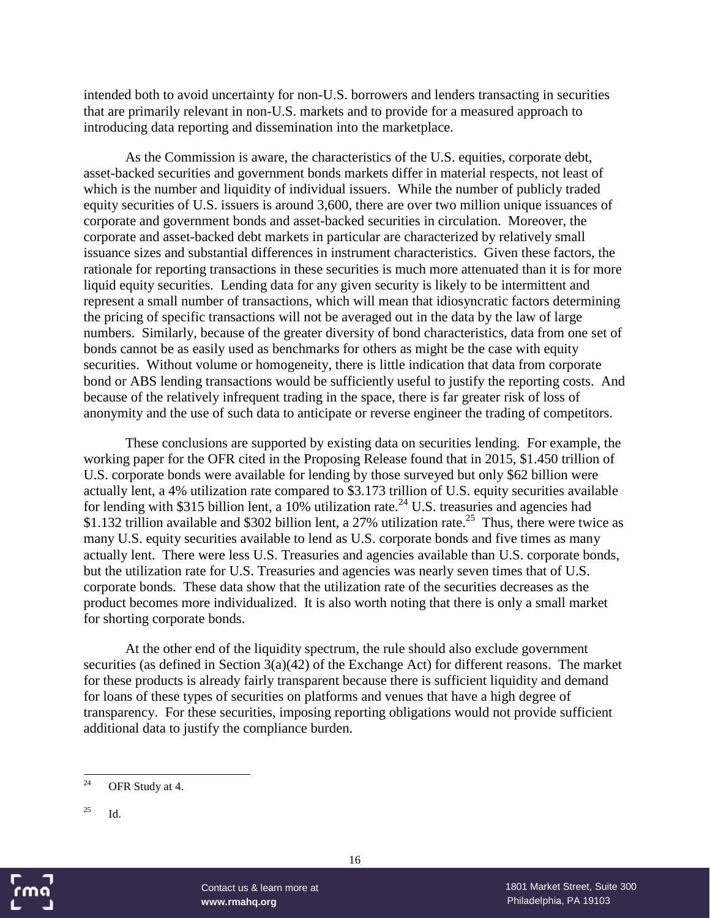intended both to avoid uncertainty for non-U.S. borrowers and lenders transacting in securities that are primarily relevant in non-U.S. markets and to provide for a measured approach to introducing data reporting and dissemination into the marketplace.

As the Commission is aware, the characteristics of the U.S. equities, corporate debt, asset-backed securities and government bonds markets differ in material respects, not least of which is the number and liquidity of individual issuers. While the number of publicly traded equity securities of U.S. issuers is around 3,600, there are over two million unique issuances of corporate and government bonds and asset-backed securities in circulation. Moreover, the corporate and asset-backed debt markets in particular are characterized by relatively small issuance sizes and substantial differences in instrument characteristics. Given these factors, the rationale for reporting transactions in these securities is much more attenuated than it is for more liquid equity securities. Lending data for any given security is likely to be intermittent and represent a small number of transactions, which will mean that idiosyncratic factors determining the pricing of specific transactions will not be averaged out in the data by the law of large numbers. Similarly, because of the greater diversity of bond characteristics, data from one set of bonds cannot be as easily used as benchmarks for others as might be the case with equity securities. Without volume or homogeneity, there is little indication that data from corporate bond or ABS lending transactions would be sufficiently useful to justify the reporting costs. And because of the relatively infrequent trading in the space, there is far greater risk of loss of anonymity and the use of such data to anticipate or reverse engineer the trading of competitors.

These conclusions are supported by existing data on securities lending. For example, the working paper for the OFR cited in the Proposing Release found that in 2015, $1.450 trillion of U.S. corporate bonds were available for lending by those surveyed but only $62 billion were actually lent, a 4% utilization rate compared to $3.173 trillion of U.S. equity securities available for lending with $315 billion lent, a 10% utilization rate.[24] U.S. treasuries and agencies had $1.132 trillion available and $302 billion lent, a 27% utilization rate.[25] Thus, there were twice as many U.S. equity securities available to lend as U.S. corporate bonds and five times as many actually lent. There were less U.S. Treasuries and agencies available than U.S. corporate bonds, but the utilization rate for U.S. Treasuries and agencies was nearly seven times that of U.S. corporate bonds. These data show that the utilization rate of the securities decreases as the product becomes more individualized. It is also worth noting that there is only a small market for shorting corporate bonds.

At the other end of the liquidity spectrum, the rule should also exclude government securities (as defined in Section 3(a)(42) of the Exchange Act) for different reasons. The market for these products is already fairly transparent because there is sufficient liquidity and demand for loans of these types of securities on platforms and venues that have a high degree of transparency. For these securities, imposing reporting obligations would not provide sufficient additional data to justify the compliance burden.

---

[24] OFR Study at 4.

[25] Id.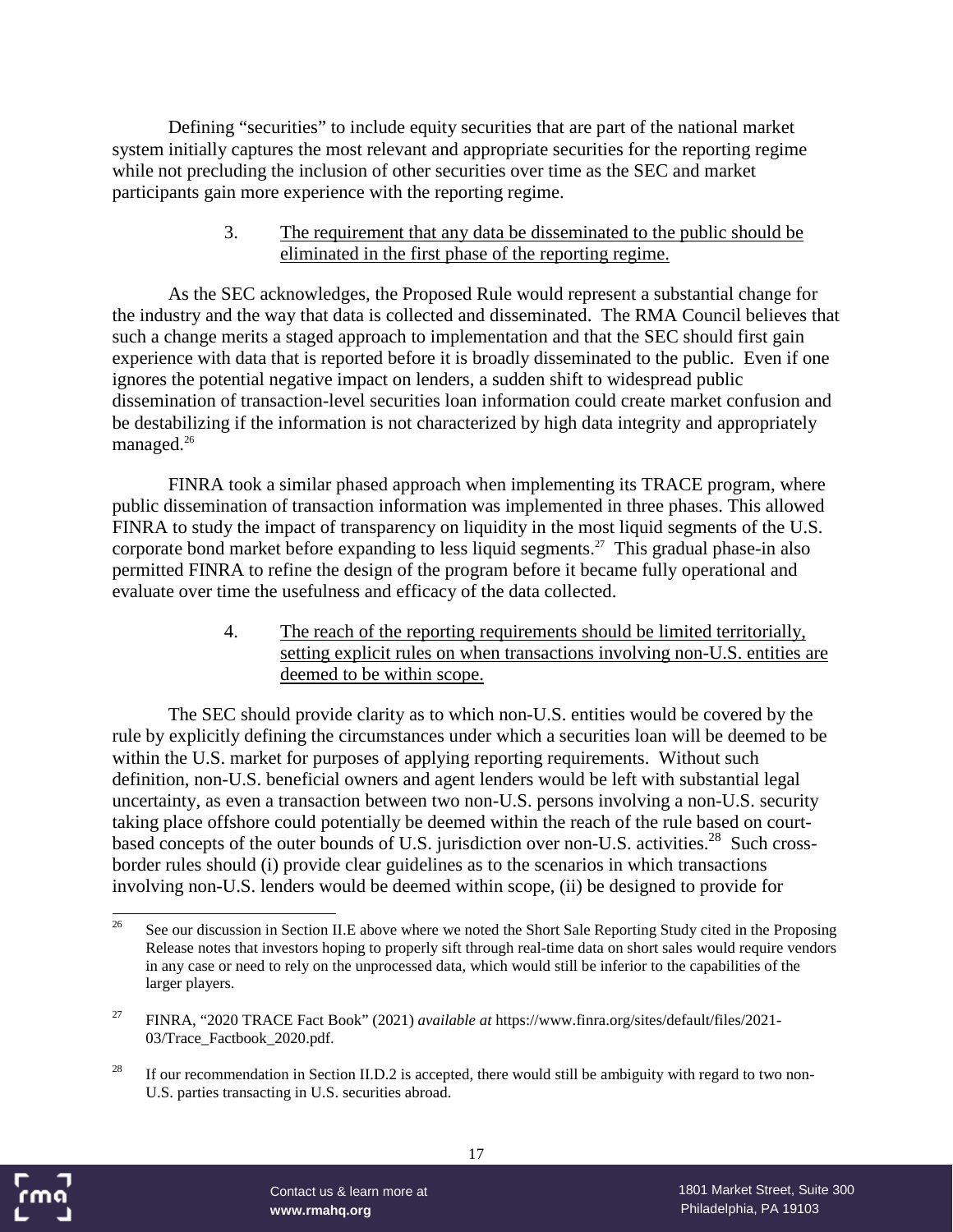Defining "securities" to include equity securities that are part of the national market system initially captures the most relevant and appropriate securities for the reporting regime while not precluding the inclusion of other securities over time as the SEC and market participants gain more experience with the reporting regime.

3. The requirement that any data be disseminated to the public should be eliminated in the first phase of the reporting regime.

As the SEC acknowledges, the Proposed Rule would represent a substantial change for the industry and the way that data is collected and disseminated. The RMA Council believes that such a change merits a staged approach to implementation and that the SEC should first gain experience with data that is reported before it is broadly disseminated to the public. Even if one ignores the potential negative impact on lenders, a sudden shift to widespread public dissemination of transaction-level securities loan information could create market confusion and be destabilizing if the information is not characterized by high data integrity and appropriately managed.[26]

FINRA took a similar phased approach when implementing its TRACE program, where public dissemination of transaction information was implemented in three phases. This allowed FINRA to study the impact of transparency on liquidity in the most liquid segments of the U.S. corporate bond market before expanding to less liquid segments.[27] This gradual phase-in also permitted FINRA to refine the design of the program before it became fully operational and evaluate over time the usefulness and efficacy of the data collected.

4. The reach of the reporting requirements should be limited territorially, setting explicit rules on when transactions involving non-U.S. entities are deemed to be within scope.

The SEC should provide clarity as to which non-U.S. entities would be covered by the rule by explicitly defining the circumstances under which a securities loan will be deemed to be within the U.S. market for purposes of applying reporting requirements. Without such definition, non-U.S. beneficial owners and agent lenders would be left with substantial legal uncertainty, as even a transaction between two non-U.S. persons involving a non-U.S. security taking place offshore could potentially be deemed within the reach of the rule based on court-based concepts of the outer bounds of U.S. jurisdiction over non-U.S. activities.[28] Such cross-border rules should (i) provide clear guidelines as to the scenarios in which transactions involving non-U.S. lenders would be deemed within scope, (ii) be designed to provide for

---

[26] See our discussion in Section II.E above where we noted the Short Sale Reporting Study cited in the Proposing Release notes that investors hoping to properly sift through real-time data on short sales would require vendors in any case or need to rely on the unprocessed data, which would still be inferior to the capabilities of the larger players.

[27] FINRA, "2020 TRACE Fact Book" (2021) *available at* https://www.finra.org/sites/default/files/2021-03/Trace_Factbook_2020.pdf.

[28] If our recommendation in Section II.D.2 is accepted, there would still be ambiguity with regard to two non-U.S. parties transacting in U.S. securities abroad.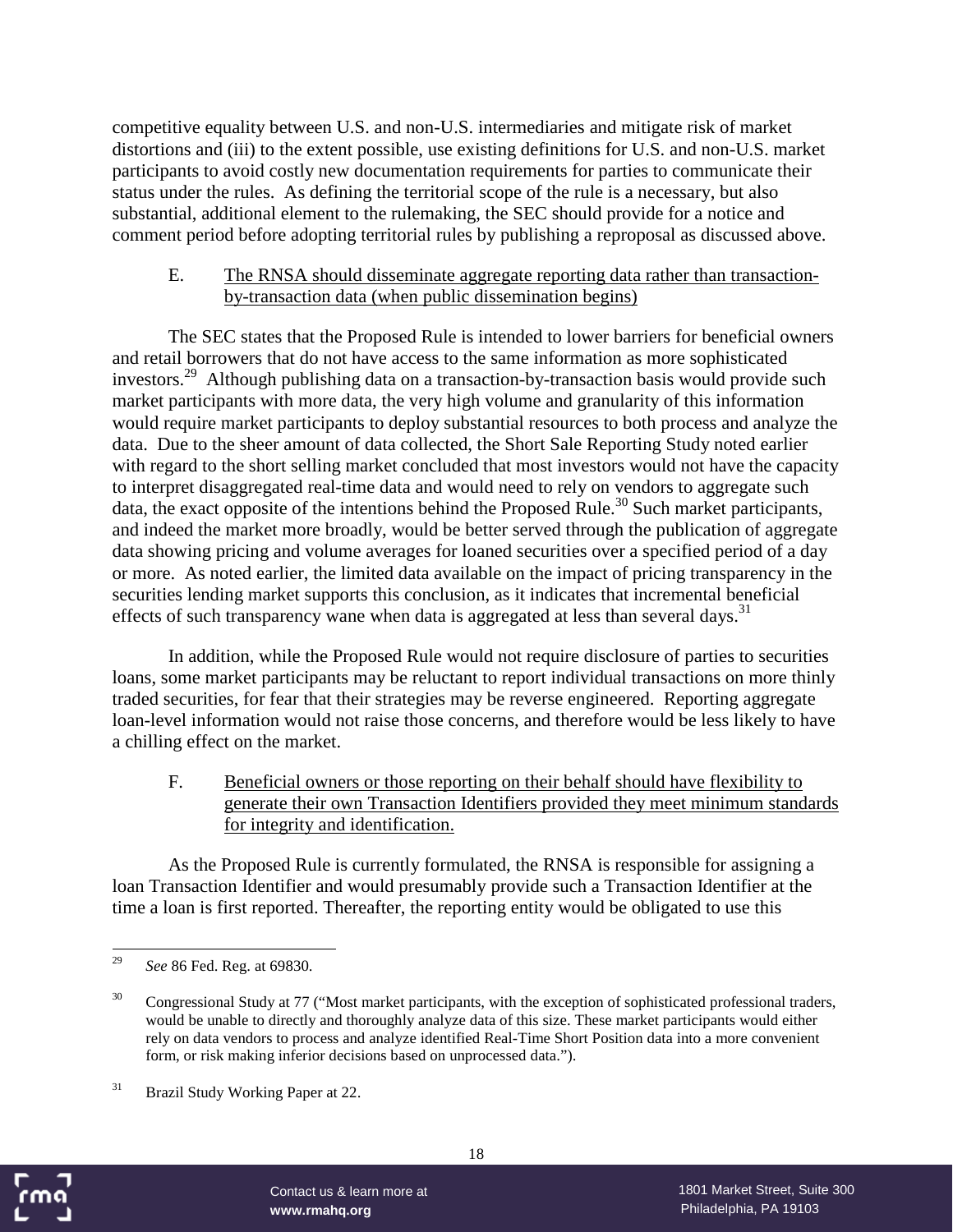competitive equality between U.S. and non-U.S. intermediaries and mitigate risk of market distortions and (iii) to the extent possible, use existing definitions for U.S. and non-U.S. market participants to avoid costly new documentation requirements for parties to communicate their status under the rules. As defining the territorial scope of the rule is a necessary, but also substantial, additional element to the rulemaking, the SEC should provide for a notice and comment period before adopting territorial rules by publishing a reproposal as discussed above.

E. The RNSA should disseminate aggregate reporting data rather than transaction-by-transaction data (when public dissemination begins)

The SEC states that the Proposed Rule is intended to lower barriers for beneficial owners and retail borrowers that do not have access to the same information as more sophisticated investors.[29] Although publishing data on a transaction-by-transaction basis would provide such market participants with more data, the very high volume and granularity of this information would require market participants to deploy substantial resources to both process and analyze the data. Due to the sheer amount of data collected, the Short Sale Reporting Study noted earlier with regard to the short selling market concluded that most investors would not have the capacity to interpret disaggregated real-time data and would need to rely on vendors to aggregate such data, the exact opposite of the intentions behind the Proposed Rule.[30] Such market participants, and indeed the market more broadly, would be better served through the publication of aggregate data showing pricing and volume averages for loaned securities over a specified period of a day or more. As noted earlier, the limited data available on the impact of pricing transparency in the securities lending market supports this conclusion, as it indicates that incremental beneficial effects of such transparency wane when data is aggregated at less than several days.[31]

In addition, while the Proposed Rule would not require disclosure of parties to securities loans, some market participants may be reluctant to report individual transactions on more thinly traded securities, for fear that their strategies may be reverse engineered. Reporting aggregate loan-level information would not raise those concerns, and therefore would be less likely to have a chilling effect on the market.

F. Beneficial owners or those reporting on their behalf should have flexibility to generate their own Transaction Identifiers provided they meet minimum standards for integrity and identification.

As the Proposed Rule is currently formulated, the RNSA is responsible for assigning a loan Transaction Identifier and would presumably provide such a Transaction Identifier at the time a loan is first reported. Thereafter, the reporting entity would be obligated to use this

---

[29] *See* 86 Fed. Reg. at 69830.

[30] Congressional Study at 77 ("Most market participants, with the exception of sophisticated professional traders, would be unable to directly and thoroughly analyze data of this size. These market participants would either rely on data vendors to process and analyze identified Real-Time Short Position data into a more convenient form, or risk making inferior decisions based on unprocessed data.").

[31] Brazil Study Working Paper at 22.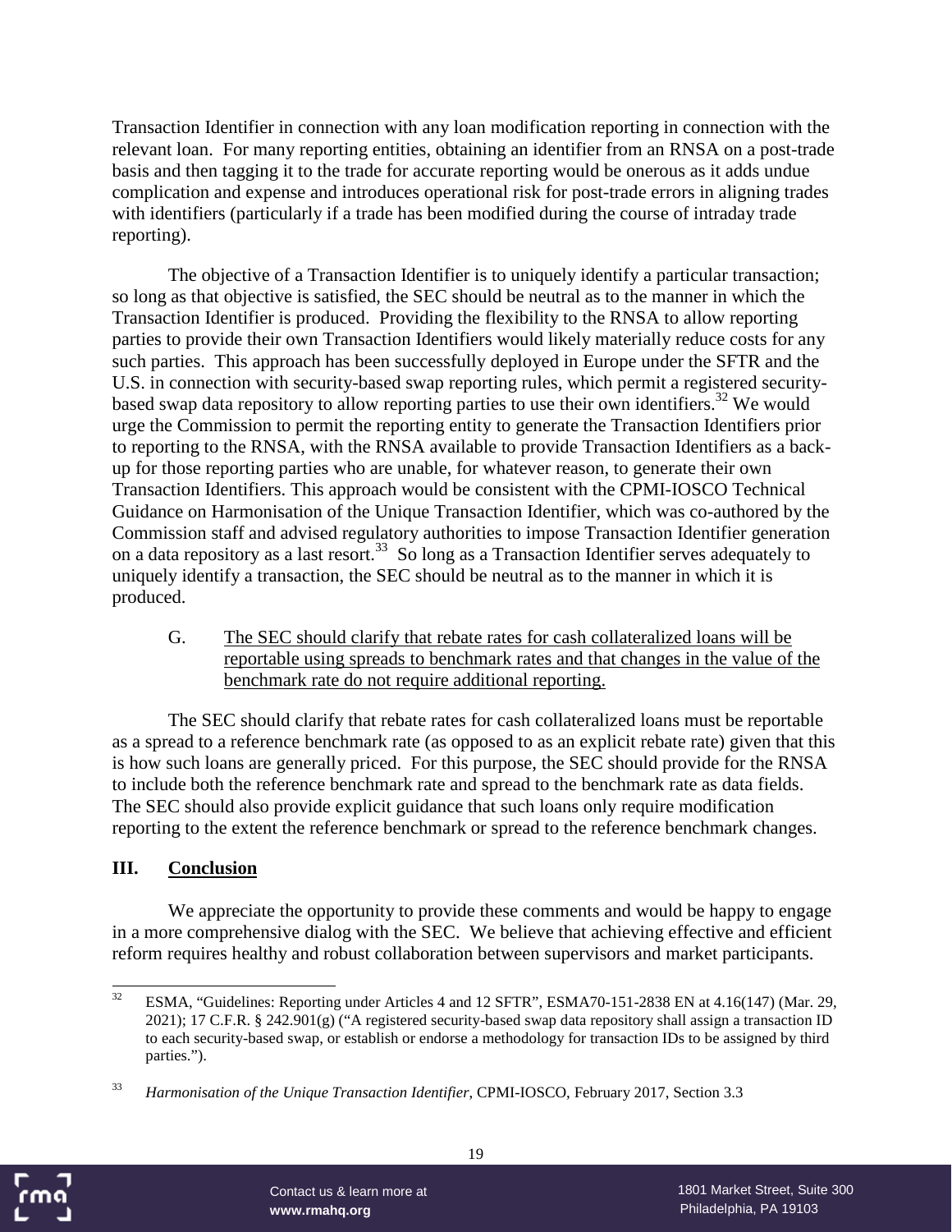Transaction Identifier in connection with any loan modification reporting in connection with the relevant loan. For many reporting entities, obtaining an identifier from an RNSA on a post-trade basis and then tagging it to the trade for accurate reporting would be onerous as it adds undue complication and expense and introduces operational risk for post-trade errors in aligning trades with identifiers (particularly if a trade has been modified during the course of intraday trade reporting).

The objective of a Transaction Identifier is to uniquely identify a particular transaction; so long as that objective is satisfied, the SEC should be neutral as to the manner in which the Transaction Identifier is produced. Providing the flexibility to the RNSA to allow reporting parties to provide their own Transaction Identifiers would likely materially reduce costs for any such parties. This approach has been successfully deployed in Europe under the SFTR and the U.S. in connection with security-based swap reporting rules, which permit a registered security-based swap data repository to allow reporting parties to use their own identifiers.[32] We would urge the Commission to permit the reporting entity to generate the Transaction Identifiers prior to reporting to the RNSA, with the RNSA available to provide Transaction Identifiers as a back-up for those reporting parties who are unable, for whatever reason, to generate their own Transaction Identifiers. This approach would be consistent with the CPMI-IOSCO Technical Guidance on Harmonisation of the Unique Transaction Identifier, which was co-authored by the Commission staff and advised regulatory authorities to impose Transaction Identifier generation on a data repository as a last resort.[33] So long as a Transaction Identifier serves adequately to uniquely identify a transaction, the SEC should be neutral as to the manner in which it is produced.

G. <u>The SEC should clarify that rebate rates for cash collateralized loans will be reportable using spreads to benchmark rates and that changes in the value of the benchmark rate do not require additional reporting.</u>

The SEC should clarify that rebate rates for cash collateralized loans must be reportable as a spread to a reference benchmark rate (as opposed to as an explicit rebate rate) given that this is how such loans are generally priced. For this purpose, the SEC should provide for the RNSA to include both the reference benchmark rate and spread to the benchmark rate as data fields. The SEC should also provide explicit guidance that such loans only require modification reporting to the extent the reference benchmark or spread to the reference benchmark changes.

## III. <u>Conclusion</u>

We appreciate the opportunity to provide these comments and would be happy to engage in a more comprehensive dialog with the SEC. We believe that achieving effective and efficient reform requires healthy and robust collaboration between supervisors and market participants.

---

[32] ESMA, "Guidelines: Reporting under Articles 4 and 12 SFTR", ESMA70-151-2838 EN at 4.16(147) (Mar. 29, 2021); 17 C.F.R. § 242.901(g) ("A registered security-based swap data repository shall assign a transaction ID to each security-based swap, or establish or endorse a methodology for transaction IDs to be assigned by third parties.").

[33] *Harmonisation of the Unique Transaction Identifier*, CPMI-IOSCO, February 2017, Section 3.3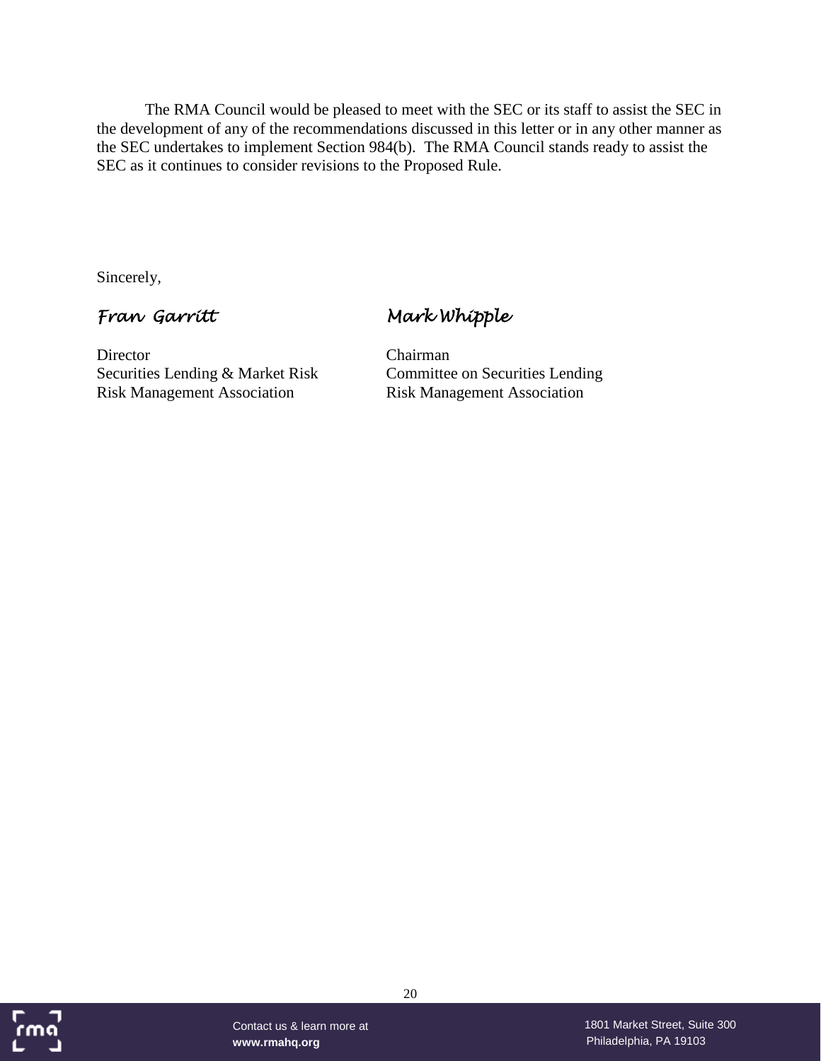The RMA Council would be pleased to meet with the SEC or its staff to assist the SEC in the development of any of the recommendations discussed in this letter or in any other manner as the SEC undertakes to implement Section 984(b). The RMA Council stands ready to assist the SEC as it continues to consider revisions to the Proposed Rule.

Sincerely,

| | |
|---|---|
| *Fran Garritt* | *Mark Whipple* |
| Director | Chairman |
| Securities Lending & Market Risk | Committee on Securities Lending |
| Risk Management Association | Risk Management Association |

Contact us & learn more at **www.rmahq.org**

1801 Market Street, Suite 300
Philadelphia, PA 19103